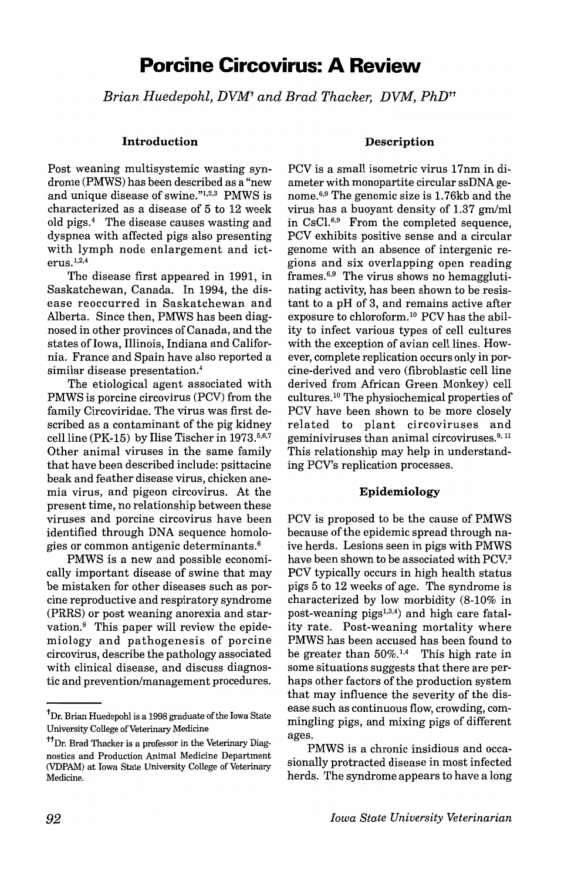# Porcine Circovirus: A Review

*Brian Huedepohl, DVM*[†] *and Brad Thacker, DVM, PhD*[††]

## Introduction

Post weaning multisystemic wasting syndrome (PMWS) has been described as a "new and unique disease of swine."[1,2,3] PMWS is characterized as a disease of 5 to 12 week old pigs.[4] The disease causes wasting and dyspnea with affected pigs also presenting with lymph node enlargement and icterus.[1,2,4]

The disease first appeared in 1991, in Saskatchewan, Canada. In 1994, the disease reoccurred in Saskatchewan and Alberta. Since then, PMWS has been diagnosed in other provinces of Canada, and the states of Iowa, Illinois, Indiana and California. France and Spain have also reported a similar disease presentation.[4]

The etiological agent associated with PMWS is porcine circovirus (PCV) from the family Circoviridae. The virus was first described as a contaminant of the pig kidney cell line (PK-15) by Ilise Tischer in 1973.[5,6,7] Other animal viruses in the same family that have been described include: psittacine beak and feather disease virus, chicken anemia virus, and pigeon circovirus. At the present time, no relationship between these viruses and porcine circovirus have been identified through DNA sequence homologies or common antigenic determinants.[6]

PMWS is a new and possible economically important disease of swine that may be mistaken for other diseases such as porcine reproductive and respiratory syndrome (PRRS) or post weaning anorexia and starvation.[8] This paper will review the epidemiology and pathogenesis of porcine circovirus, describe the pathology associated with clinical disease, and discuss diagnostic and prevention/management procedures.

## Description

PCV is a small isometric virus 17nm in diameter with monopartite circular ssDNA genome.[6,9] The genomic size is 1.76kb and the virus has a buoyant density of 1.37 gm/ml in CsCl.[6,9] From the completed sequence, PCV exhibits positive sense and a circular genome with an absence of intergenic regions and six overlapping open reading frames.[6,9] The virus shows no hemagglutinating activity, has been shown to be resistant to a pH of 3, and remains active after exposure to chloroform.[10] PCV has the ability to infect various types of cell cultures with the exception of avian cell lines. However, complete replication occurs only in porcine-derived and vero (fibroblastic cell line derived from African Green Monkey) cell cultures.[10] The physiochemical properties of PCV have been shown to be more closely related to plant circoviruses and geminiviruses than animal circoviruses.[9,11] This relationship may help in understanding PCV's replication processes.

## Epidemiology

PCV is proposed to be the cause of PMWS because of the epidemic spread through naive herds. Lesions seen in pigs with PMWS have been shown to be associated with PCV.[3] PCV typically occurs in high health status pigs 5 to 12 weeks of age. The syndrome is characterized by low morbidity (8-10% in post-weaning pigs[1,3,4]) and high care fatality rate. Post-weaning mortality where PMWS has been accused has been found to be greater than 50%.[1,4] This high rate in some situations suggests that there are perhaps other factors of the production system that may influence the severity of the disease such as continuous flow, crowding, commingling pigs, and mixing pigs of different ages.

PMWS is a chronic insidious and occasionally protracted disease in most infected herds. The syndrome appears to have a long

---

[†] Dr. Brian Huedepohl is a 1998 graduate of the Iowa State University College of Veterinary Medicine

[††] Dr. Brad Thacker is a professor in the Veterinary Diagnostics and Production Animal Medicine Department (VDPAM) at Iowa State University College of Veterinary Medicine.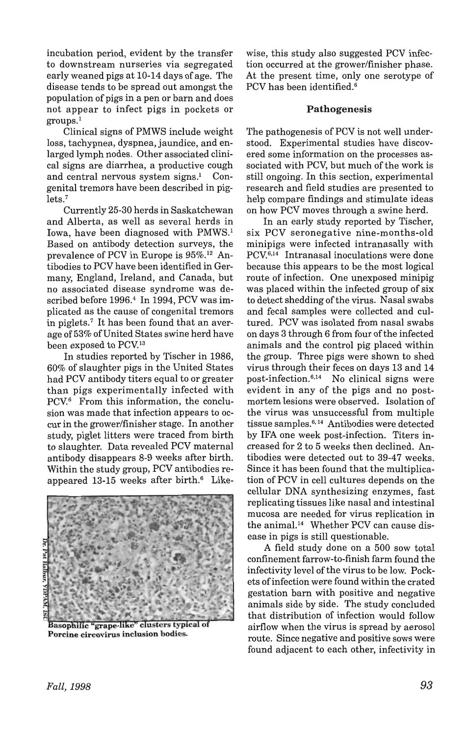incubation period, evident by the transfer to downstream nurseries via segregated early weaned pigs at 10-14 days of age. The disease tends to be spread out amongst the population of pigs in a pen or barn and does not appear to infect pigs in pockets or groups.[1]

Clinical signs of PMWS include weight loss, tachypnea, dyspnea, jaundice, and enlarged lymph nodes. Other associated clinical signs are diarrhea, a productive cough and central nervous system signs.[1] Congenital tremors have been described in piglets.[7]

Currently 25-30 herds in Saskatchewan and Alberta, as well as several herds in Iowa, have been diagnosed with PMWS.[1] Based on antibody detection surveys, the prevalence of PCV in Europe is 95%.[12] Antibodies to PCV have been identified in Germany, England, Ireland, and Canada, but no associated disease syndrome was described before 1996.[4] In 1994, PCV was implicated as the cause of congenital tremors in piglets.[7] It has been found that an average of 53% of United States swine herd have been exposed to PCV.[13]

In studies reported by Tischer in 1986, 60% of slaughter pigs in the United States had PCV antibody titers equal to or greater than pigs experimentally infected with PCV.[6] From this information, the conclusion was made that infection appears to occur in the grower/finisher stage. In another study, piglet litters were traced from birth to slaughter. Data revealed PCV maternal antibody disappears 8-9 weeks after birth. Within the study group, PCV antibodies reappeared 13-15 weeks after birth.[6] Likewise, this study also suggested PCV infection occurred at the grower/finisher phase. At the present time, only one serotype of PCV has been identified.[6]

Basophilic "grape-like" clusters typical of Porcine circovirus inclusion bodies.

### Pathogenesis

The pathogenesis of PCV is not well understood. Experimental studies have discovered some information on the processes associated with PCV, but much of the work is still ongoing. In this section, experimental research and field studies are presented to help compare findings and stimulate ideas on how PCV moves through a swine herd.

In an early study reported by Tischer, six PCV seronegative nine-months-old minipigs were infected intranasally with PCV.[6,14] Intranasal inoculations were done because this appears to be the most logical route of infection. One unexposed minipig was placed within the infected group of six to detect shedding of the virus. Nasal swabs and fecal samples were collected and cultured. PCV was isolated from nasal swabs on days 3 through 6 from four of the infected animals and the control pig placed within the group. Three pigs were shown to shed virus through their feces on days 13 and 14 post-infection.[6,14] No clinical signs were evident in any of the pigs and no post-mortem lesions were observed. Isolation of the virus was unsuccessful from multiple tissue samples.[6,14] Antibodies were detected by IFA one week post-infection. Titers increased for 2 to 5 weeks then declined. Antibodies were detected out to 39-47 weeks. Since it has been found that the multiplication of PCV in cell cultures depends on the cellular DNA synthesizing enzymes, fast replicating tissues like nasal and intestinal mucosa are needed for virus replication in the animal.[14] Whether PCV can cause disease in pigs is still questionable.

A field study done on a 500 sow total confinement farrow-to-finish farm found the infectivity level of the virus to be low. Pockets of infection were found within the crated gestation barn with positive and negative animals side by side. The study concluded that distribution of infection would follow airflow when the virus is spread by aerosol route. Since negative and positive sows were found adjacent to each other, infectivity in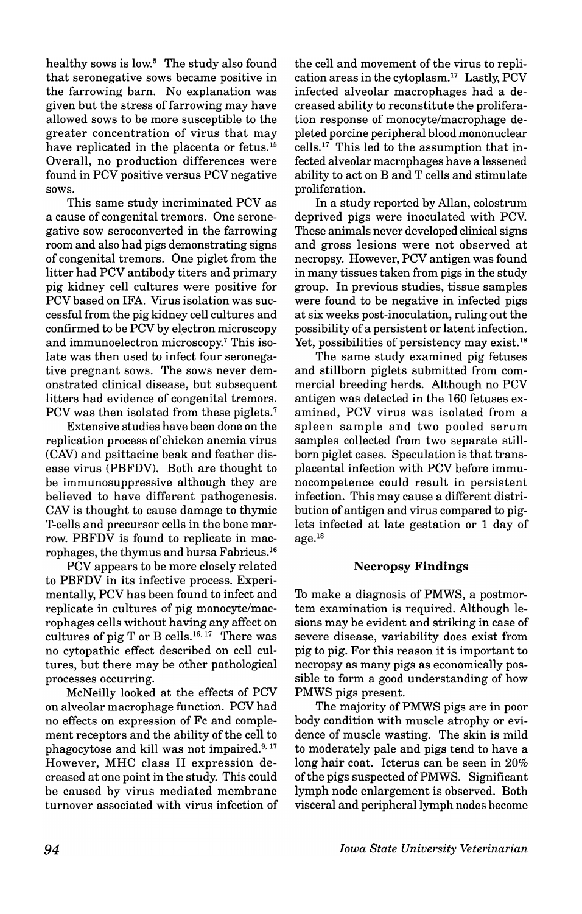healthy sows is low.[5] The study also found that seronegative sows became positive in the farrowing barn. No explanation was given but the stress of farrowing may have allowed sows to be more susceptible to the greater concentration of virus that may have replicated in the placenta or fetus.[15] Overall, no production differences were found in PCV positive versus PCV negative sows.

This same study incriminated PCV as a cause of congenital tremors. One seronegative sow seroconverted in the farrowing room and also had pigs demonstrating signs of congenital tremors. One piglet from the litter had PCV antibody titers and primary pig kidney cell cultures were positive for PCV based on IFA. Virus isolation was successful from the pig kidney cell cultures and confirmed to be PCV by electron microscopy and immunoelectron microscopy.[7] This isolate was then used to infect four seronegative pregnant sows. The sows never demonstrated clinical disease, but subsequent litters had evidence of congenital tremors. PCV was then isolated from these piglets.[7]

Extensive studies have been done on the replication process of chicken anemia virus (CAV) and psittacine beak and feather disease virus (PBFDV). Both are thought to be immunosuppressive although they are believed to have different pathogenesis. CAV is thought to cause damage to thymic T-cells and precursor cells in the bone marrow. PBFDV is found to replicate in macrophages, the thymus and bursa Fabricus.[16]

PCV appears to be more closely related to PBFDV in its infective process. Experimentally, PCV has been found to infect and replicate in cultures of pig monocyte/macrophages cells without having any affect on cultures of pig T or B cells.[16, 17] There was no cytopathic effect described on cell cultures, but there may be other pathological processes occurring.

McNeilly looked at the effects of PCV on alveolar macrophage function. PCV had no effects on expression of Fc and complement receptors and the ability of the cell to phagocytose and kill was not impaired.[9, 17] However, MHC class II expression decreased at one point in the study. This could be caused by virus mediated membrane turnover associated with virus infection of the cell and movement of the virus to replication areas in the cytoplasm.[17] Lastly, PCV infected alveolar macrophages had a decreased ability to reconstitute the proliferation response of monocyte/macrophage depleted porcine peripheral blood mononuclear cells.[17] This led to the assumption that infected alveolar macrophages have a lessened ability to act on B and T cells and stimulate proliferation.

In a study reported by Allan, colostrum deprived pigs were inoculated with PCV. These animals never developed clinical signs and gross lesions were not observed at necropsy. However, PCV antigen was found in many tissues taken from pigs in the study group. In previous studies, tissue samples were found to be negative in infected pigs at six weeks post-inoculation, ruling out the possibility of a persistent or latent infection. Yet, possibilities of persistency may exist.[18]

The same study examined pig fetuses and stillborn piglets submitted from commercial breeding herds. Although no PCV antigen was detected in the 160 fetuses examined, PCV virus was isolated from a spleen sample and two pooled serum samples collected from two separate stillborn piglet cases. Speculation is that transplacental infection with PCV before immunocompetence could result in persistent infection. This may cause a different distribution of antigen and virus compared to piglets infected at late gestation or 1 day of age.[18]

## Necropsy Findings

To make a diagnosis of PMWS, a postmortem examination is required. Although lesions may be evident and striking in case of severe disease, variability does exist from pig to pig. For this reason it is important to necropsy as many pigs as economically possible to form a good understanding of how PMWS pigs present.

The majority of PMWS pigs are in poor body condition with muscle atrophy or evidence of muscle wasting. The skin is mild to moderately pale and pigs tend to have a long hair coat. Icterus can be seen in 20% of the pigs suspected of PMWS. Significant lymph node enlargement is observed. Both visceral and peripheral lymph nodes become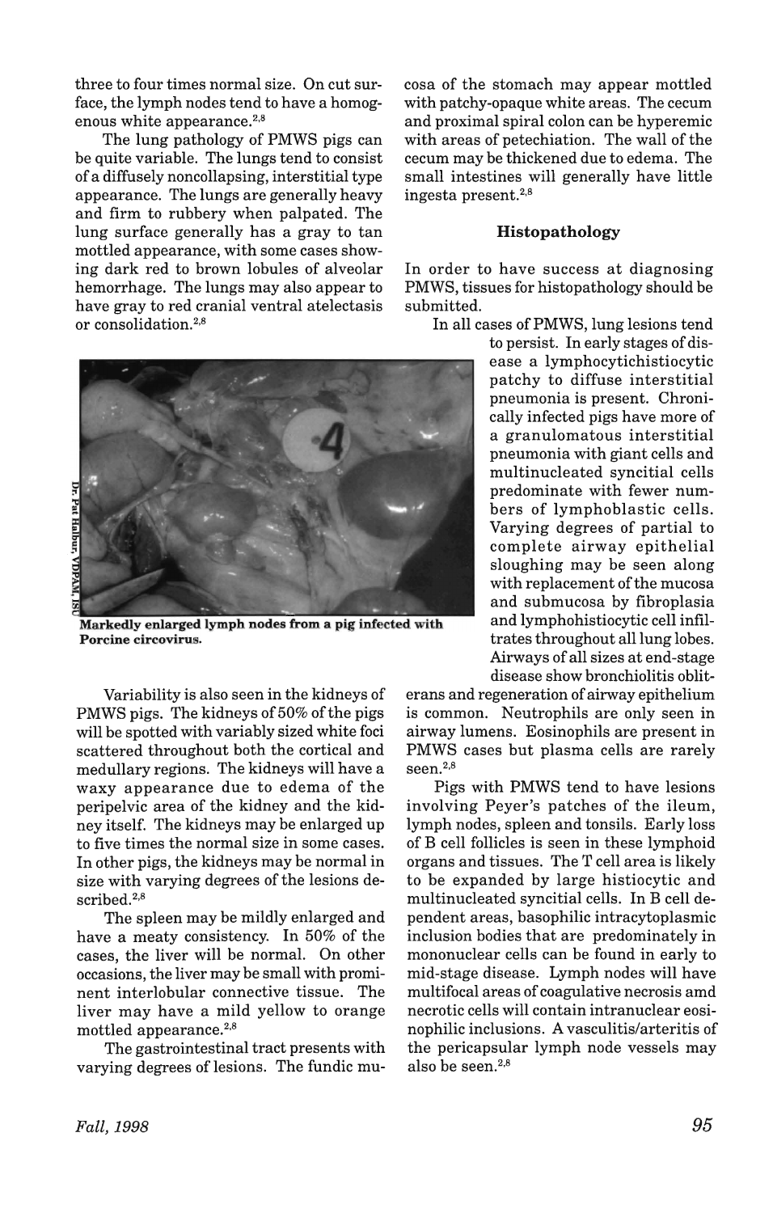three to four times normal size. On cut surface, the lymph nodes tend to have a homogenous white appearance.[2,8]

The lung pathology of PMWS pigs can be quite variable. The lungs tend to consist of a diffusely noncollapsing, interstitial type appearance. The lungs are generally heavy and firm to rubbery when palpated. The lung surface generally has a gray to tan mottled appearance, with some cases showing dark red to brown lobules of alveolar hemorrhage. The lungs may also appear to have gray to red cranial ventral atelectasis or consolidation.[2,8]

Markedly enlarged lymph nodes from a pig infected with Porcine circovirus.

Variability is also seen in the kidneys of PMWS pigs. The kidneys of 50% of the pigs will be spotted with variably sized white foci scattered throughout both the cortical and medullary regions. The kidneys will have a waxy appearance due to edema of the peripelvic area of the kidney and the kidney itself. The kidneys may be enlarged up to five times the normal size in some cases. In other pigs, the kidneys may be normal in size with varying degrees of the lesions described.[2,8]

The spleen may be mildly enlarged and have a meaty consistency. In 50% of the cases, the liver will be normal. On other occasions, the liver may be small with prominent interlobular connective tissue. The liver may have a mild yellow to orange mottled appearance.[2,8]

The gastrointestinal tract presents with varying degrees of lesions. The fundic mucosa of the stomach may appear mottled with patchy-opaque white areas. The cecum and proximal spiral colon can be hyperemic with areas of petechiation. The wall of the cecum may be thickened due to edema. The small intestines will generally have little ingesta present.[2,8]

## Histopathology

In order to have success at diagnosing PMWS, tissues for histopathology should be submitted.

In all cases of PMWS, lung lesions tend to persist. In early stages of disease a lymphocytichistiocytic patchy to diffuse interstitial pneumonia is present. Chronically infected pigs have more of a granulomatous interstitial pneumonia with giant cells and multinucleated syncitial cells predominate with fewer numbers of lymphoblastic cells. Varying degrees of partial to complete airway epithelial sloughing may be seen along with replacement of the mucosa and submucosa by fibroplasia and lymphohistiocytic cell infiltrates throughout all lung lobes. Airways of all sizes at end-stage disease show bronchiolitis obliterans and regeneration of airway epithelium is common. Neutrophils are only seen in airway lumens. Eosinophils are present in PMWS cases but plasma cells are rarely seen.[2,8]

Pigs with PMWS tend to have lesions involving Peyer's patches of the ileum, lymph nodes, spleen and tonsils. Early loss of B cell follicles is seen in these lymphoid organs and tissues. The T cell area is likely to be expanded by large histiocytic and multinucleated syncitial cells. In B cell dependent areas, basophilic intracytoplasmic inclusion bodies that are predominately in mononuclear cells can be found in early to mid-stage disease. Lymph nodes will have multifocal areas of coagulative necrosis amd necrotic cells will contain intranuclear eosinophilic inclusions. A vasculitis/arteritis of the pericapsular lymph node vessels may also be seen.[2,8]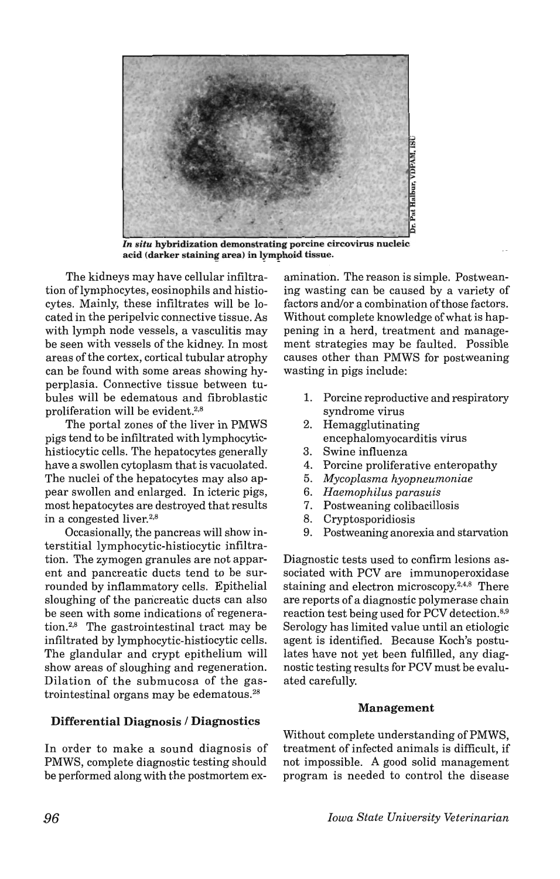*In situ* **hybridization demonstrating porcine circovirus nucleic acid (darker staining area) in lymphoid tissue.**

The kidneys may have cellular infiltration of lymphocytes, eosinophils and histiocytes. Mainly, these infiltrates will be located in the peripelvic connective tissue. As with lymph node vessels, a vasculitis may be seen with vessels of the kidney. In most areas of the cortex, cortical tubular atrophy can be found with some areas showing hyperplasia. Connective tissue between tubules will be edematous and fibroblastic proliferation will be evident.[2,8]

The portal zones of the liver in PMWS pigs tend to be infiltrated with lymphocytic-histiocytic cells. The hepatocytes generally have a swollen cytoplasm that is vacuolated. The nuclei of the hepatocytes may also appear swollen and enlarged. In icteric pigs, most hepatocytes are destroyed that results in a congested liver.[2,8]

Occasionally, the pancreas will show interstitial lymphocytic-histiocytic infiltration. The zymogen granules are not apparent and pancreatic ducts tend to be surrounded by inflammatory cells. Epithelial sloughing of the pancreatic ducts can also be seen with some indications of regeneration.[2,8] The gastrointestinal tract may be infiltrated by lymphocytic-histiocytic cells. The glandular and crypt epithelium will show areas of sloughing and regeneration. Dilation of the submucosa of the gastrointestinal organs may be edematous.[28]

## Differential Diagnosis / Diagnostics

In order to make a sound diagnosis of PMWS, complete diagnostic testing should be performed along with the postmortem examination. The reason is simple. Postweaning wasting can be caused by a variety of factors and/or a combination of those factors. Without complete knowledge of what is happening in a herd, treatment and management strategies may be faulted. Possible causes other than PMWS for postweaning wasting in pigs include:

1. Porcine reproductive and respiratory syndrome virus
2. Hemagglutinating encephalomyocarditis virus
3. Swine influenza
4. Porcine proliferative enteropathy
5. *Mycoplasma hyopneumoniae*
6. *Haemophilus parasuis*
7. Postweaning colibacillosis
8. Cryptosporidiosis
9. Postweaning anorexia and starvation

Diagnostic tests used to confirm lesions associated with PCV are immunoperoxidase staining and electron microscopy.[2,4,8] There are reports of a diagnostic polymerase chain reaction test being used for PCV detection.[8,9] Serology has limited value until an etiologic agent is identified. Because Koch's postulates have not yet been fulfilled, any diagnostic testing results for PCV must be evaluated carefully.

## Management

Without complete understanding of PMWS, treatment of infected animals is difficult, if not impossible. A good solid management program is needed to control the disease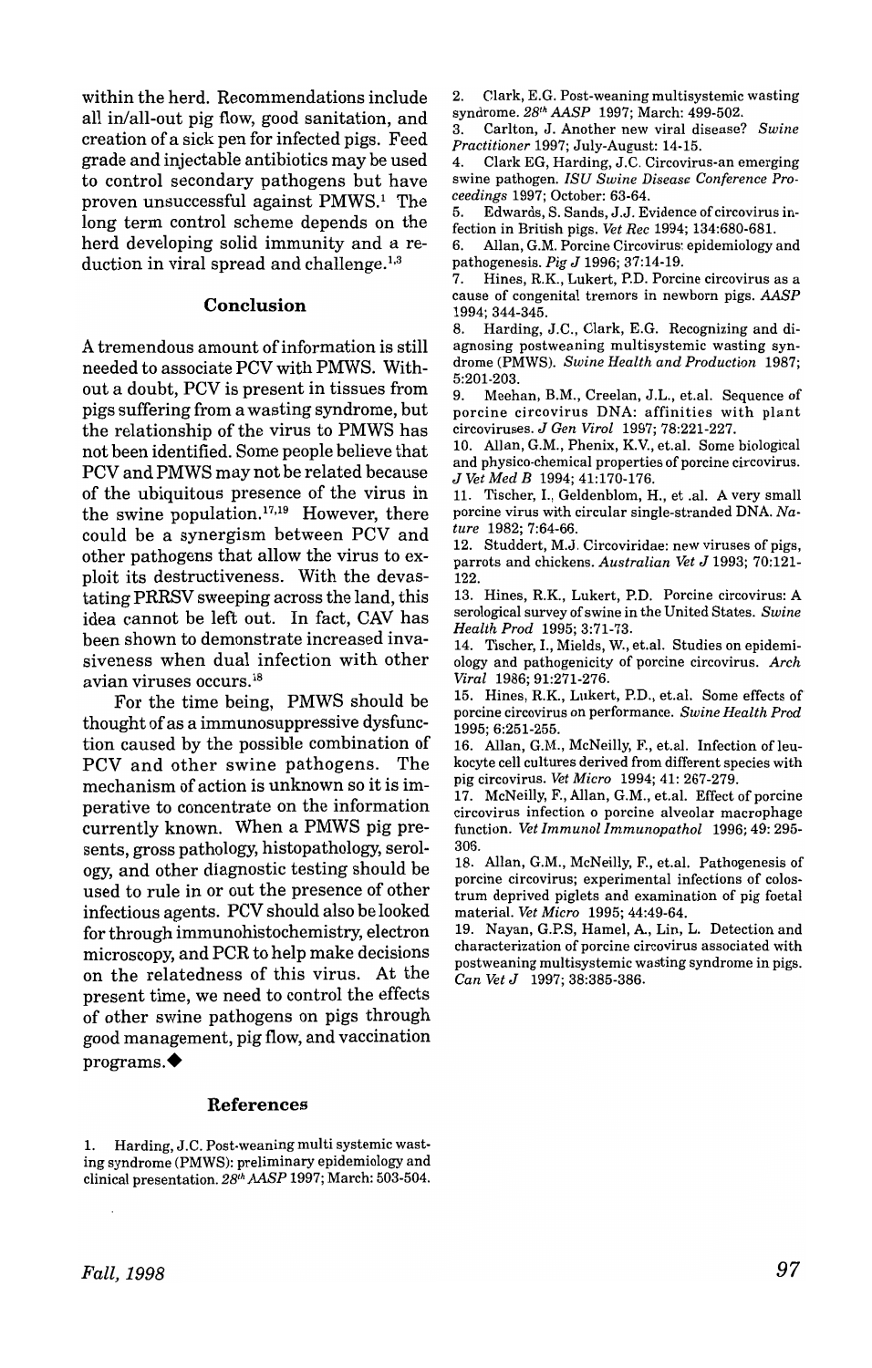within the herd. Recommendations include all in/all-out pig flow, good sanitation, and creation of a sick pen for infected pigs. Feed grade and injectable antibiotics may be used to control secondary pathogens but have proven unsuccessful against PMWS.[1] The long term control scheme depends on the herd developing solid immunity and a reduction in viral spread and challenge.[1,3]

## Conclusion

A tremendous amount of information is still needed to associate PCV with PMWS. Without a doubt, PCV is present in tissues from pigs suffering from a wasting syndrome, but the relationship of the virus to PMWS has not been identified. Some people believe that PCV and PMWS may not be related because of the ubiquitous presence of the virus in the swine population.[17,19] However, there could be a synergism between PCV and other pathogens that allow the virus to exploit its destructiveness. With the devastating PRRSV sweeping across the land, this idea cannot be left out. In fact, CAV has been shown to demonstrate increased invasiveness when dual infection with other avian viruses occurs.[18]

For the time being, PMWS should be thought of as a immunosuppressive dysfunction caused by the possible combination of PCV and other swine pathogens. The mechanism of action is unknown so it is imperative to concentrate on the information currently known. When a PMWS pig presents, gross pathology, histopathology, serology, and other diagnostic testing should be used to rule in or out the presence of other infectious agents. PCV should also be looked for through immunohistochemistry, electron microscopy, and PCR to help make decisions on the relatedness of this virus. At the present time, we need to control the effects of other swine pathogens on pigs through good management, pig flow, and vaccination programs.◆

## References

1. Harding, J.C. Post-weaning multi systemic wasting syndrome (PMWS): preliminary epidemiology and clinical presentation. *28th AASP* 1997; March: 503-504.
2. Clark, E.G. Post-weaning multisystemic wasting syndrome. *28th AASP* 1997; March: 499-502.
3. Carlton, J. Another new viral disease? *Swine Practitioner* 1997; July-August: 14-15.
4. Clark EG, Harding, J.C. Circovirus-an emerging swine pathogen. *ISU Swine Disease Conference Proceedings* 1997; October: 63-64.
5. Edwards, S. Sands, J.J. Evidence of circovirus infection in British pigs. *Vet Rec* 1994; 134:680-681.
6. Allan, G.M. Porcine Circovirus: epidemiology and pathogenesis. *Pig J* 1996; 37:14-19.
7. Hines, R.K., Lukert, P.D. Porcine circovirus as a cause of congenital tremors in newborn pigs. *AASP* 1994; 344-345.
8. Harding, J.C., Clark, E.G. Recognizing and diagnosing postweaning multisystemic wasting syndrome (PMWS). *Swine Health and Production* 1987; 5:201-203.
9. Meehan, B.M., Creelan, J.L., et.al. Sequence of porcine circovirus DNA: affinities with plant circoviruses. *J Gen Virol* 1997; 78:221-227.
10. Allan, G.M., Phenix, K.V., et.al. Some biological and physico-chemical properties of porcine circovirus. *J Vet Med B* 1994; 41:170-176.
11. Tischer, I., Geldenblom, H., et .al. A very small porcine virus with circular single-stranded DNA. *Nature* 1982; 7:64-66.
12. Studdert, M.J. Circoviridae: new viruses of pigs, parrots and chickens. *Australian Vet J* 1993; 70:121-122.
13. Hines, R.K., Lukert, P.D. Porcine circovirus: A serological survey of swine in the United States. *Swine Health Prod* 1995; 3:71-73.
14. Tischer, I., Mields, W., et.al. Studies on epidemiology and pathogenicity of porcine circovirus. *Arch Viral* 1986; 91:271-276.
15. Hines, R.K., Lukert, P.D., et.al. Some effects of porcine circovirus on performance. *Swine Health Prod* 1995; 6:251-255.
16. Allan, G.M., McNeilly, F., et.al. Infection of leukocyte cell cultures derived from different species with pig circovirus. *Vet Micro* 1994; 41: 267-279.
17. McNeilly, F., Allan, G.M., et.al. Effect of porcine circovirus infection o porcine alveolar macrophage function. *Vet Immunol Immunopathol* 1996; 49: 295-306.
18. Allan, G.M., McNeilly, F., et.al. Pathogenesis of porcine circovirus; experimental infections of colostrum deprived piglets and examination of pig foetal material. *Vet Micro* 1995; 44:49-64.
19. Nayan, G.P.S, Hamel, A., Lin, L. Detection and characterization of porcine circovirus associated with postweaning multisystemic wasting syndrome in pigs. *Can Vet J* 1997; 38:385-386.